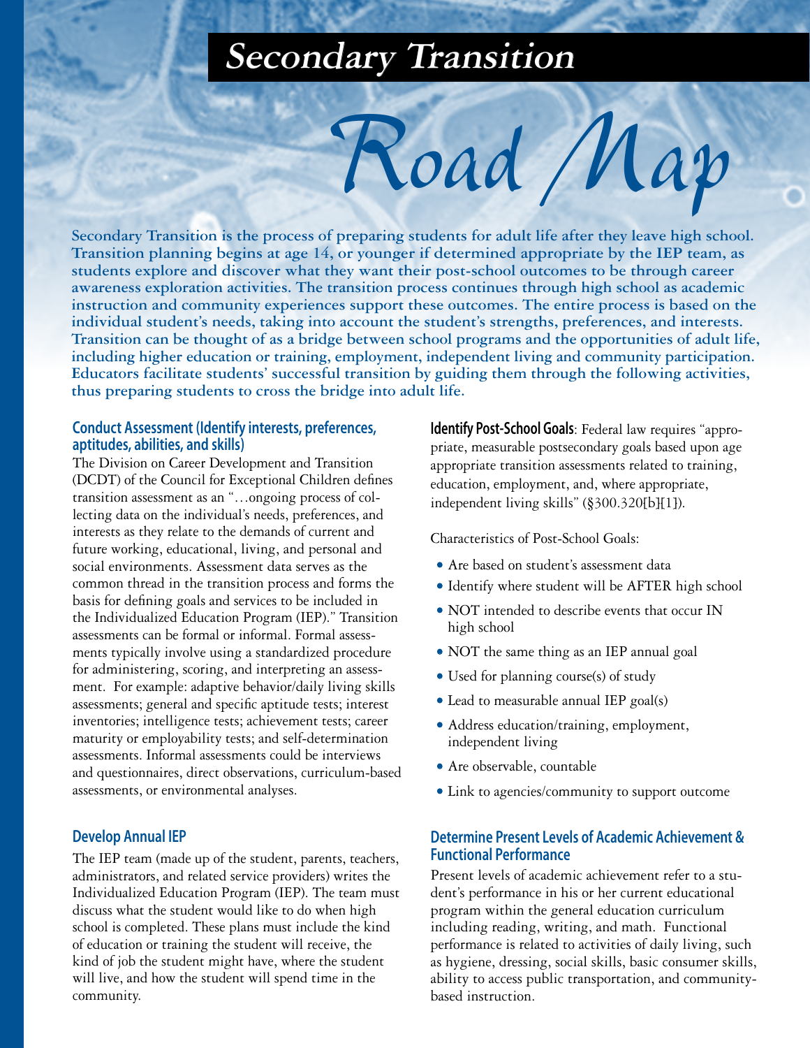# Secondary Transition Road Map

**Secondary Transition is the process of preparing students for adult life after they leave high school. Transition planning begins at age 14, or younger if determined appropriate by the IEP team, as students explore and discover what they want their post-school outcomes to be through career awareness exploration activities. The transition process continues through high school as academic instruction and community experiences support these outcomes. The entire process is based on the individual student's needs, taking into account the student's strengths, preferences, and interests. Transition can be thought of as a bridge between school programs and the opportunities of adult life, including higher education or training, employment, independent living and community participation. Educators facilitate students' successful transition by guiding them through the following activities, thus preparing students to cross the bridge into adult life.**

## Conduct Assessment (Identify interests, preferences, aptitudes, abilities, and skills)

The Division on Career Development and Transition (DCDT) of the Council for Exceptional Children defines transition assessment as an "…ongoing process of collecting data on the individual's needs, preferences, and interests as they relate to the demands of current and future working, educational, living, and personal and social environments. Assessment data serves as the common thread in the transition process and forms the basis for defining goals and services to be included in the Individualized Education Program (IEP)." Transition assessments can be formal or informal. Formal assessments typically involve using a standardized procedure for administering, scoring, and interpreting an assessment. For example: adaptive behavior/daily living skills assessments; general and specific aptitude tests; interest inventories; intelligence tests; achievement tests; career maturity or employability tests; and self-determination assessments. Informal assessments could be interviews and questionnaires, direct observations, curriculum-based assessments, or environmental analyses.

## Develop Annual IEP

The IEP team (made up of the student, parents, teachers, administrators, and related service providers) writes the Individualized Education Program (IEP). The team must discuss what the student would like to do when high school is completed. These plans must include the kind of education or training the student will receive, the kind of job the student might have, where the student will live, and how the student will spend time in the community.

**Identify Post-School Goals**: Federal law requires "appropriate, measurable postsecondary goals based upon age appropriate transition assessments related to training, education, employment, and, where appropriate, independent living skills" (§300.320[b][1]).

Characteristics of Post-School Goals:

- Are based on student's assessment data
- Identify where student will be AFTER high school
- NOT intended to describe events that occur IN high school
- NOT the same thing as an IEP annual goal
- Used for planning course(s) of study
- Lead to measurable annual IEP goal(s)
- Address education/training, employment, independent living
- Are observable, countable
- Link to agencies/community to support outcome

## Determine Present Levels of Academic Achievement & Functional Performance

Present levels of academic achievement refer to a student's performance in his or her current educational program within the general education curriculum including reading, writing, and math. Functional performance is related to activities of daily living, such as hygiene, dressing, social skills, basic consumer skills, ability to access public transportation, and community-based instruction.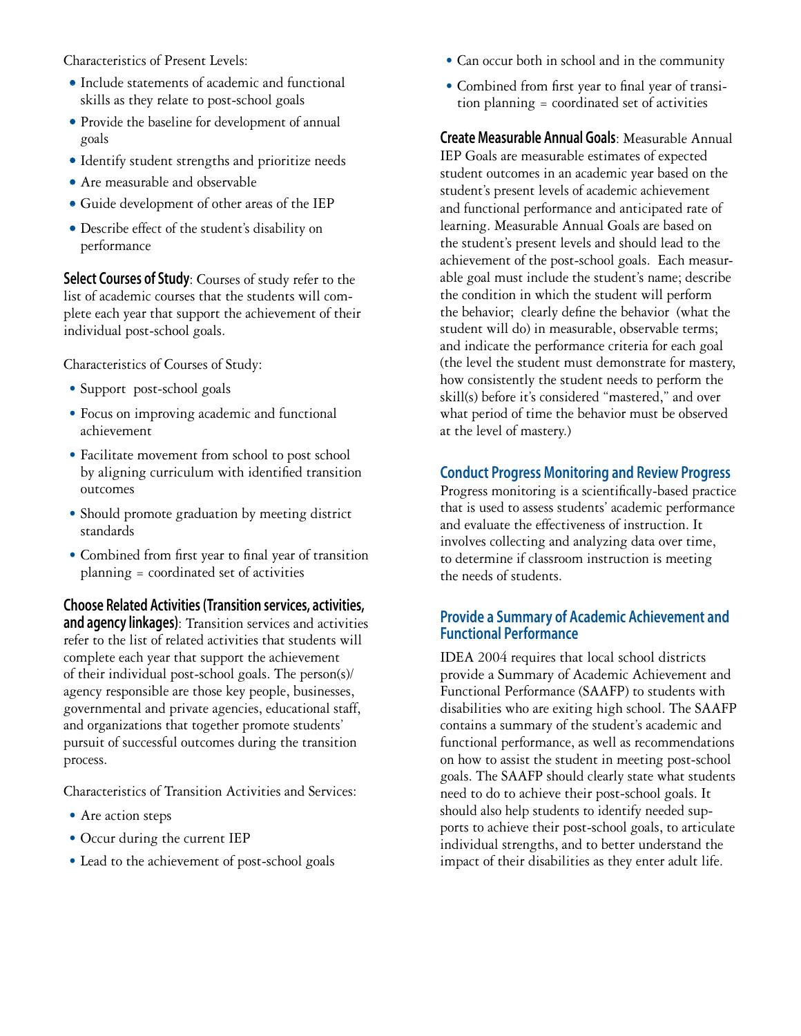Characteristics of Present Levels:

- Include statements of academic and functional skills as they relate to post-school goals
- Provide the baseline for development of annual goals
- Identify student strengths and prioritize needs
- Are measurable and observable
- Guide development of other areas of the IEP
- Describe effect of the student's disability on performance

**Select Courses of Study**: Courses of study refer to the list of academic courses that the students will complete each year that support the achievement of their individual post-school goals.

Characteristics of Courses of Study:

- Support post-school goals
- Focus on improving academic and functional achievement
- Facilitate movement from school to post school by aligning curriculum with identified transition outcomes
- Should promote graduation by meeting district standards
- Combined from first year to final year of transition planning = coordinated set of activities

**Choose Related Activities (Transition services, activities, and agency linkages)**: Transition services and activities refer to the list of related activities that students will complete each year that support the achievement of their individual post-school goals. The person(s)/agency responsible are those key people, businesses, governmental and private agencies, educational staff, and organizations that together promote students' pursuit of successful outcomes during the transition process.

Characteristics of Transition Activities and Services:

- Are action steps
- Occur during the current IEP
- Lead to the achievement of post-school goals
- Can occur both in school and in the community
- Combined from first year to final year of transition planning = coordinated set of activities

**Create Measurable Annual Goals**: Measurable Annual IEP Goals are measurable estimates of expected student outcomes in an academic year based on the student's present levels of academic achievement and functional performance and anticipated rate of learning. Measurable Annual Goals are based on the student's present levels and should lead to the achievement of the post-school goals. Each measurable goal must include the student's name; describe the condition in which the student will perform the behavior; clearly define the behavior (what the student will do) in measurable, observable terms; and indicate the performance criteria for each goal (the level the student must demonstrate for mastery, how consistently the student needs to perform the skill(s) before it's considered "mastered," and over what period of time the behavior must be observed at the level of mastery.)

## Conduct Progress Monitoring and Review Progress

Progress monitoring is a scientifically-based practice that is used to assess students' academic performance and evaluate the effectiveness of instruction. It involves collecting and analyzing data over time, to determine if classroom instruction is meeting the needs of students.

## Provide a Summary of Academic Achievement and Functional Performance

IDEA 2004 requires that local school districts provide a Summary of Academic Achievement and Functional Performance (SAAFP) to students with disabilities who are exiting high school. The SAAFP contains a summary of the student's academic and functional performance, as well as recommendations on how to assist the student in meeting post-school goals. The SAAFP should clearly state what students need to do to achieve their post-school goals. It should also help students to identify needed supports to achieve their post-school goals, to articulate individual strengths, and to better understand the impact of their disabilities as they enter adult life.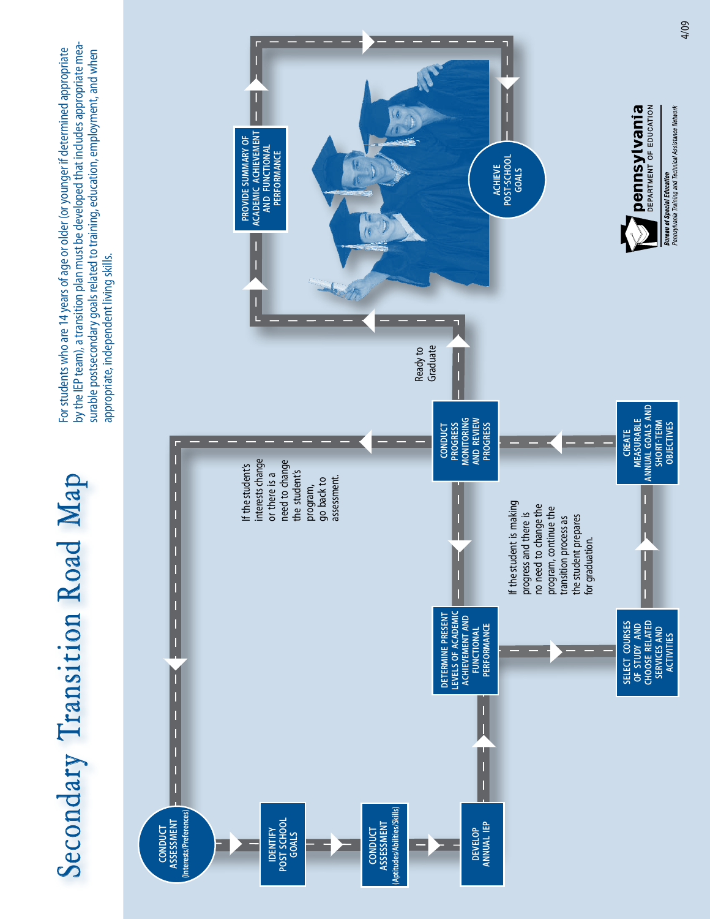# Secondary Transition Road Map

For students who are 14 years of age or older (or younger if determined appropriate by the IEP team), a transition plan must be developed that includes appropriate measurable postsecondary goals related to training, education, employment, and when appropriate, independent living skills.

CONDUCT ASSESSMENT (Interests/Preferences)

IDENTIFY POST SCHOOL GOALS

CONDUCT ASSESSMENT (Aptitudes/Abilities/Skills)

DEVELOP ANNUAL IEP

DETERMINE PRESENT LEVELS OF ACADEMIC ACHIEVEMENT AND FUNCTIONAL PERFORMANCE

SELECT COURSES OF STUDY AND CHOOSE RELATED SERVICES AND ACTIVITIES

CREATE MEASURABLE ANNUAL GOALS AND SHORT-TERM OBJECTIVES

CONDUCT PROGRESS MONITORING AND REVIEW PROGRESS

If the student is making progress and there is no need to change the program, continue the transition process as the student prepares for graduation.

If the student's interests change or there is a need to change the student's program, go back to assessment.

Ready to Graduate

PROVIDE SUMMARY OF ACADEMIC ACHIEVEMENT AND FUNCTIONAL PERFORMANCE

ACHIEVE POST-SCHOOL GOALS

pennsylvania DEPARTMENT OF EDUCATION

*Bureau of Special Education*
*Pennsylvania Training and Technical Assistance Network*

4/09